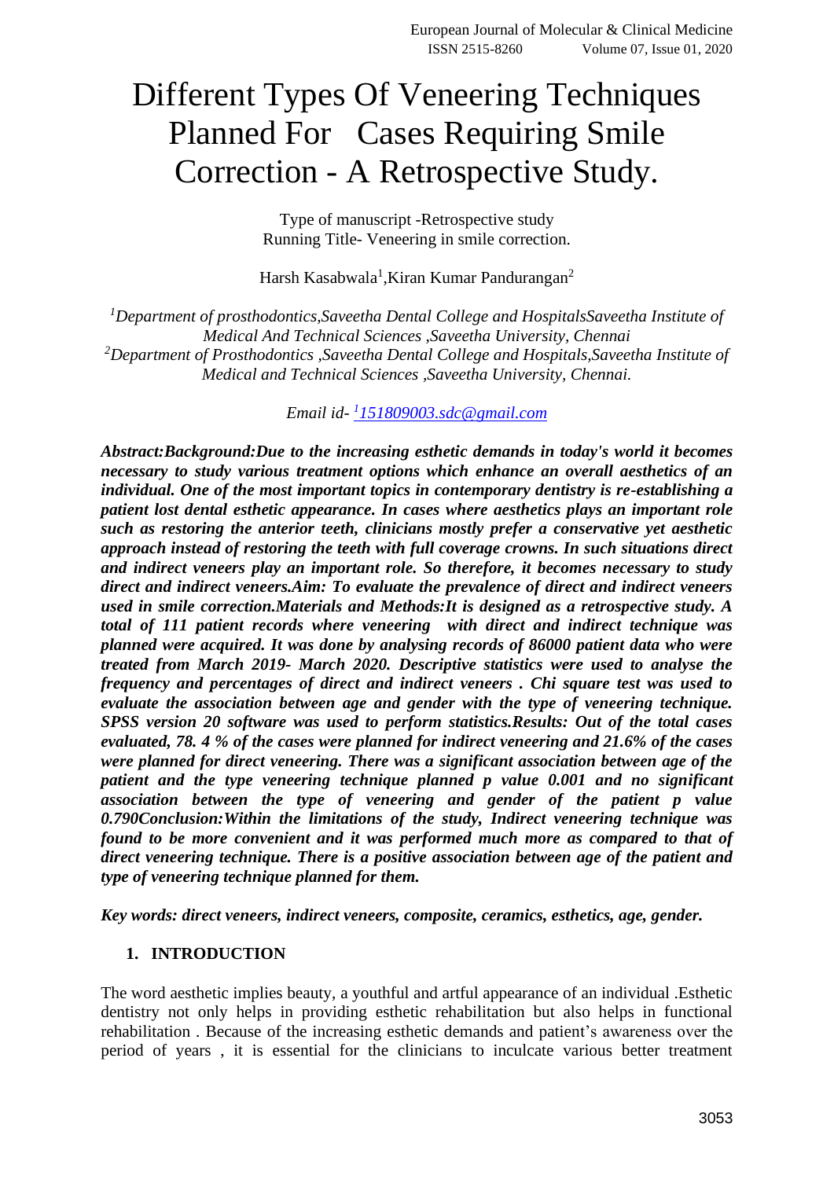# Different Types Of Veneering Techniques Planned For Cases Requiring Smile Correction - A Retrospective Study.

Type of manuscript -Retrospective study
Running Title- Veneering in smile correction.

Harsh Kasabwala[1],Kiran Kumar Pandurangan[2]

*[1]Department of prosthodontics,Saveetha Dental College and HospitalsSaveetha Institute of Medical And Technical Sciences ,Saveetha University, Chennai*
*[2]Department of Prosthodontics ,Saveetha Dental College and Hospitals,Saveetha Institute of Medical and Technical Sciences ,Saveetha University, Chennai.*

*Email id- [1]151809003.sdc@gmail.com*

***Abstract:Background:Due to the increasing esthetic demands in today's world it becomes necessary to study various treatment options which enhance an overall aesthetics of an individual. One of the most important topics in contemporary dentistry is re-establishing a patient lost dental esthetic appearance. In cases where aesthetics plays an important role such as restoring the anterior teeth, clinicians mostly prefer a conservative yet aesthetic approach instead of restoring the teeth with full coverage crowns. In such situations direct and indirect veneers play an important role. So therefore, it becomes necessary to study direct and indirect veneers.Aim: To evaluate the prevalence of direct and indirect veneers used in smile correction.Materials and Methods:It is designed as a retrospective study. A total of 111 patient records where veneering with direct and indirect technique was planned were acquired. It was done by analysing records of 86000 patient data who were treated from March 2019- March 2020. Descriptive statistics were used to analyse the frequency and percentages of direct and indirect veneers . Chi square test was used to evaluate the association between age and gender with the type of veneering technique. SPSS version 20 software was used to perform statistics.Results: Out of the total cases evaluated, 78. 4 % of the cases were planned for indirect veneering and 21.6% of the cases were planned for direct veneering. There was a significant association between age of the patient and the type veneering technique planned p value 0.001 and no significant association between the type of veneering and gender of the patient p value 0.790Conclusion:Within the limitations of the study, Indirect veneering technique was found to be more convenient and it was performed much more as compared to that of direct veneering technique. There is a positive association between age of the patient and type of veneering technique planned for them.***

***Key words: direct veneers, indirect veneers, composite, ceramics, esthetics, age, gender.***

## 1. INTRODUCTION

The word aesthetic implies beauty, a youthful and artful appearance of an individual .Esthetic dentistry not only helps in providing esthetic rehabilitation but also helps in functional rehabilitation . Because of the increasing esthetic demands and patient's awareness over the period of years , it is essential for the clinicians to inculcate various better treatment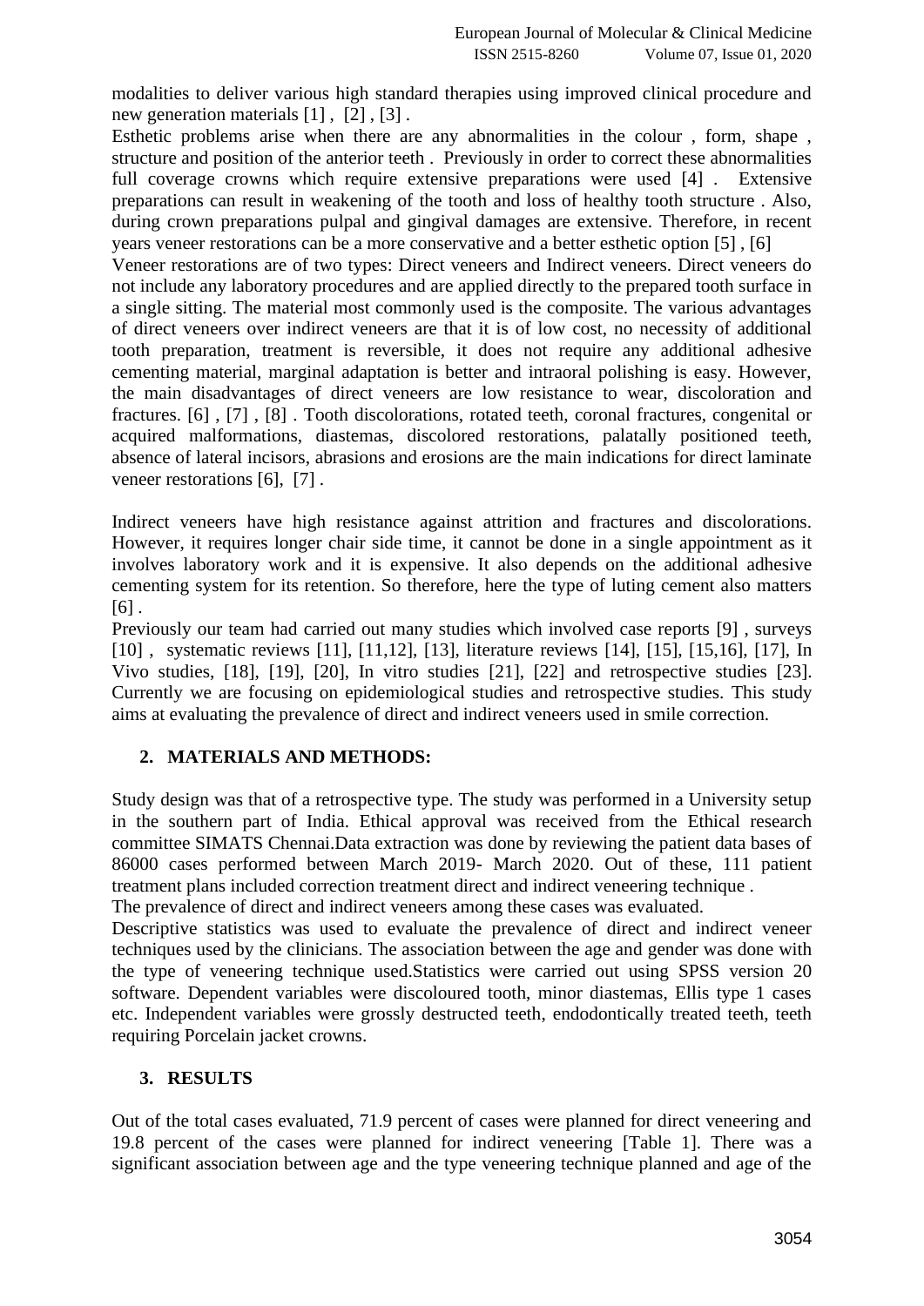modalities to deliver various high standard therapies using improved clinical procedure and new generation materials [1] , [2] , [3] .

Esthetic problems arise when there are any abnormalities in the colour , form, shape , structure and position of the anterior teeth . Previously in order to correct these abnormalities full coverage crowns which require extensive preparations were used [4] . Extensive preparations can result in weakening of the tooth and loss of healthy tooth structure . Also, during crown preparations pulpal and gingival damages are extensive. Therefore, in recent years veneer restorations can be a more conservative and a better esthetic option [5] , [6]

Veneer restorations are of two types: Direct veneers and Indirect veneers. Direct veneers do not include any laboratory procedures and are applied directly to the prepared tooth surface in a single sitting. The material most commonly used is the composite. The various advantages of direct veneers over indirect veneers are that it is of low cost, no necessity of additional tooth preparation, treatment is reversible, it does not require any additional adhesive cementing material, marginal adaptation is better and intraoral polishing is easy. However, the main disadvantages of direct veneers are low resistance to wear, discoloration and fractures. [6] , [7] , [8] . Tooth discolorations, rotated teeth, coronal fractures, congenital or acquired malformations, diastemas, discolored restorations, palatally positioned teeth, absence of lateral incisors, abrasions and erosions are the main indications for direct laminate veneer restorations [6], [7] .

Indirect veneers have high resistance against attrition and fractures and discolorations. However, it requires longer chair side time, it cannot be done in a single appointment as it involves laboratory work and it is expensive. It also depends on the additional adhesive cementing system for its retention. So therefore, here the type of luting cement also matters [6] .

Previously our team had carried out many studies which involved case reports [9] , surveys [10] , systematic reviews [11], [11,12], [13], literature reviews [14], [15], [15,16], [17], In Vivo studies, [18], [19], [20], In vitro studies [21], [22] and retrospective studies [23]. Currently we are focusing on epidemiological studies and retrospective studies. This study aims at evaluating the prevalence of direct and indirect veneers used in smile correction.

## 2. MATERIALS AND METHODS:

Study design was that of a retrospective type. The study was performed in a University setup in the southern part of India. Ethical approval was received from the Ethical research committee SIMATS Chennai.Data extraction was done by reviewing the patient data bases of 86000 cases performed between March 2019- March 2020. Out of these, 111 patient treatment plans included correction treatment direct and indirect veneering technique .

The prevalence of direct and indirect veneers among these cases was evaluated.

Descriptive statistics was used to evaluate the prevalence of direct and indirect veneer techniques used by the clinicians. The association between the age and gender was done with the type of veneering technique used.Statistics were carried out using SPSS version 20 software. Dependent variables were discoloured tooth, minor diastemas, Ellis type 1 cases etc. Independent variables were grossly destructed teeth, endodontically treated teeth, teeth requiring Porcelain jacket crowns.

## 3. RESULTS

Out of the total cases evaluated, 71.9 percent of cases were planned for direct veneering and 19.8 percent of the cases were planned for indirect veneering [Table 1]. There was a significant association between age and the type veneering technique planned and age of the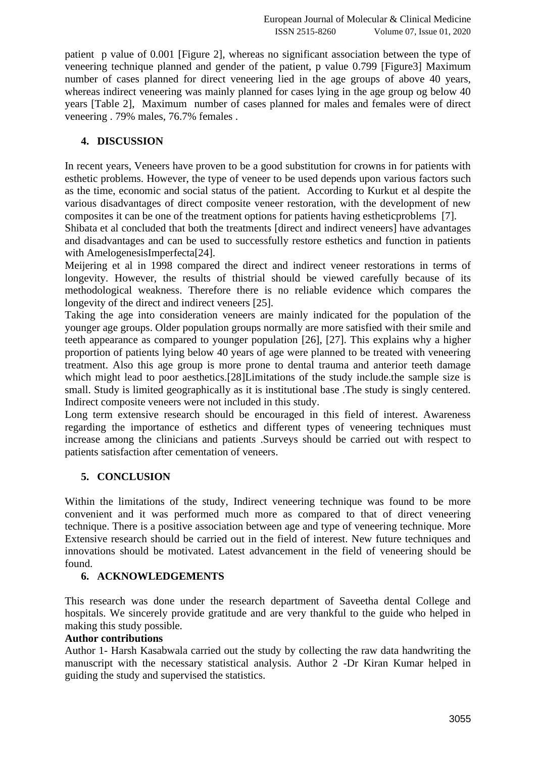patient p value of 0.001 [Figure 2], whereas no significant association between the type of veneering technique planned and gender of the patient, p value 0.799 [Figure3] Maximum number of cases planned for direct veneering lied in the age groups of above 40 years, whereas indirect veneering was mainly planned for cases lying in the age group og below 40 years [Table 2], Maximum number of cases planned for males and females were of direct veneering . 79% males, 76.7% females .

## 4. DISCUSSION

In recent years, Veneers have proven to be a good substitution for crowns in for patients with esthetic problems. However, the type of veneer to be used depends upon various factors such as the time, economic and social status of the patient. According to Kurkut et al despite the various disadvantages of direct composite veneer restoration, with the development of new composites it can be one of the treatment options for patients having estheticproblems [7].

Shibata et al concluded that both the treatments [direct and indirect veneers] have advantages and disadvantages and can be used to successfully restore esthetics and function in patients with AmelogenesisImperfecta[24].

Meijering et al in 1998 compared the direct and indirect veneer restorations in terms of longevity. However, the results of thistrial should be viewed carefully because of its methodological weakness. Therefore there is no reliable evidence which compares the longevity of the direct and indirect veneers [25].

Taking the age into consideration veneers are mainly indicated for the population of the younger age groups. Older population groups normally are more satisfied with their smile and teeth appearance as compared to younger population [26], [27]. This explains why a higher proportion of patients lying below 40 years of age were planned to be treated with veneering treatment. Also this age group is more prone to dental trauma and anterior teeth damage which might lead to poor aesthetics.[28]Limitations of the study include.the sample size is small. Study is limited geographically as it is institutional base .The study is singly centered. Indirect composite veneers were not included in this study.

Long term extensive research should be encouraged in this field of interest. Awareness regarding the importance of esthetics and different types of veneering techniques must increase among the clinicians and patients .Surveys should be carried out with respect to patients satisfaction after cementation of veneers.

## 5. CONCLUSION

Within the limitations of the study, Indirect veneering technique was found to be more convenient and it was performed much more as compared to that of direct veneering technique. There is a positive association between age and type of veneering technique. More Extensive research should be carried out in the field of interest. New future techniques and innovations should be motivated. Latest advancement in the field of veneering should be found.

## 6. ACKNOWLEDGEMENTS

This research was done under the research department of Saveetha dental College and hospitals. We sincerely provide gratitude and are very thankful to the guide who helped in making this study possible.

**Author contributions**

Author 1- Harsh Kasabwala carried out the study by collecting the raw data handwriting the manuscript with the necessary statistical analysis. Author 2 -Dr Kiran Kumar helped in guiding the study and supervised the statistics.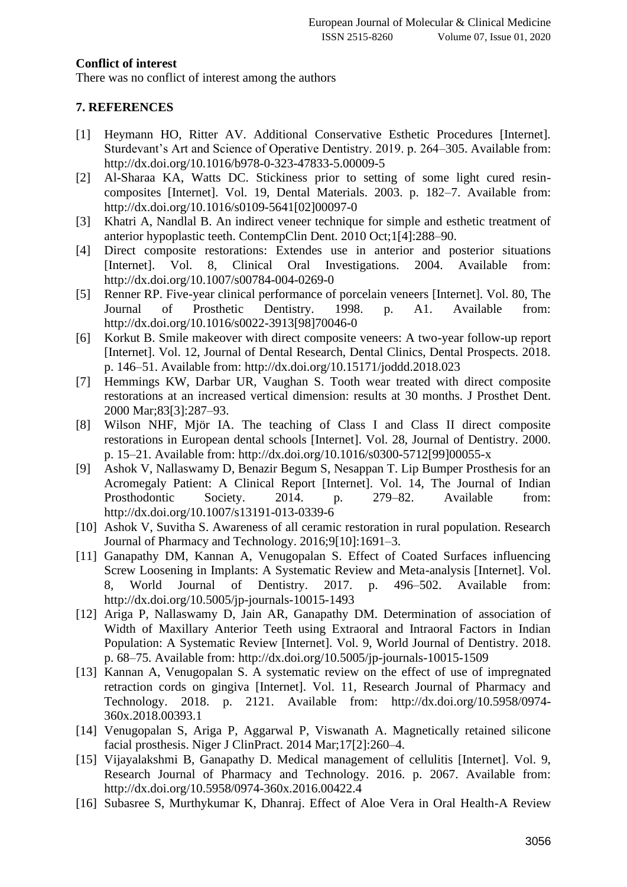**Conflict of interest**

There was no conflict of interest among the authors

## 7. REFERENCES

[1] Heymann HO, Ritter AV. Additional Conservative Esthetic Procedures [Internet]. Sturdevant's Art and Science of Operative Dentistry. 2019. p. 264–305. Available from: http://dx.doi.org/10.1016/b978-0-323-47833-5.00009-5

[2] Al-Sharaa KA, Watts DC. Stickiness prior to setting of some light cured resin-composites [Internet]. Vol. 19, Dental Materials. 2003. p. 182–7. Available from: http://dx.doi.org/10.1016/s0109-5641[02]00097-0

[3] Khatri A, Nandlal B. An indirect veneer technique for simple and esthetic treatment of anterior hypoplastic teeth. ContempClin Dent. 2010 Oct;1[4]:288–90.

[4] Direct composite restorations: Extendes use in anterior and posterior situations [Internet]. Vol. 8, Clinical Oral Investigations. 2004. Available from: http://dx.doi.org/10.1007/s00784-004-0269-0

[5] Renner RP. Five-year clinical performance of porcelain veneers [Internet]. Vol. 80, The Journal of Prosthetic Dentistry. 1998. p. A1. Available from: http://dx.doi.org/10.1016/s0022-3913[98]70046-0

[6] Korkut B. Smile makeover with direct composite veneers: A two-year follow-up report [Internet]. Vol. 12, Journal of Dental Research, Dental Clinics, Dental Prospects. 2018. p. 146–51. Available from: http://dx.doi.org/10.15171/joddd.2018.023

[7] Hemmings KW, Darbar UR, Vaughan S. Tooth wear treated with direct composite restorations at an increased vertical dimension: results at 30 months. J Prosthet Dent. 2000 Mar;83[3]:287–93.

[8] Wilson NHF, Mjör IA. The teaching of Class I and Class II direct composite restorations in European dental schools [Internet]. Vol. 28, Journal of Dentistry. 2000. p. 15–21. Available from: http://dx.doi.org/10.1016/s0300-5712[99]00055-x

[9] Ashok V, Nallaswamy D, Benazir Begum S, Nesappan T. Lip Bumper Prosthesis for an Acromegaly Patient: A Clinical Report [Internet]. Vol. 14, The Journal of Indian Prosthodontic Society. 2014. p. 279–82. Available from: http://dx.doi.org/10.1007/s13191-013-0339-6

[10] Ashok V, Suvitha S. Awareness of all ceramic restoration in rural population. Research Journal of Pharmacy and Technology. 2016;9[10]:1691–3.

[11] Ganapathy DM, Kannan A, Venugopalan S. Effect of Coated Surfaces influencing Screw Loosening in Implants: A Systematic Review and Meta-analysis [Internet]. Vol. 8, World Journal of Dentistry. 2017. p. 496–502. Available from: http://dx.doi.org/10.5005/jp-journals-10015-1493

[12] Ariga P, Nallaswamy D, Jain AR, Ganapathy DM. Determination of association of Width of Maxillary Anterior Teeth using Extraoral and Intraoral Factors in Indian Population: A Systematic Review [Internet]. Vol. 9, World Journal of Dentistry. 2018. p. 68–75. Available from: http://dx.doi.org/10.5005/jp-journals-10015-1509

[13] Kannan A, Venugopalan S. A systematic review on the effect of use of impregnated retraction cords on gingiva [Internet]. Vol. 11, Research Journal of Pharmacy and Technology. 2018. p. 2121. Available from: http://dx.doi.org/10.5958/0974-360x.2018.00393.1

[14] Venugopalan S, Ariga P, Aggarwal P, Viswanath A. Magnetically retained silicone facial prosthesis. Niger J ClinPract. 2014 Mar;17[2]:260–4.

[15] Vijayalakshmi B, Ganapathy D. Medical management of cellulitis [Internet]. Vol. 9, Research Journal of Pharmacy and Technology. 2016. p. 2067. Available from: http://dx.doi.org/10.5958/0974-360x.2016.00422.4

[16] Subasree S, Murthykumar K, Dhanraj. Effect of Aloe Vera in Oral Health-A Review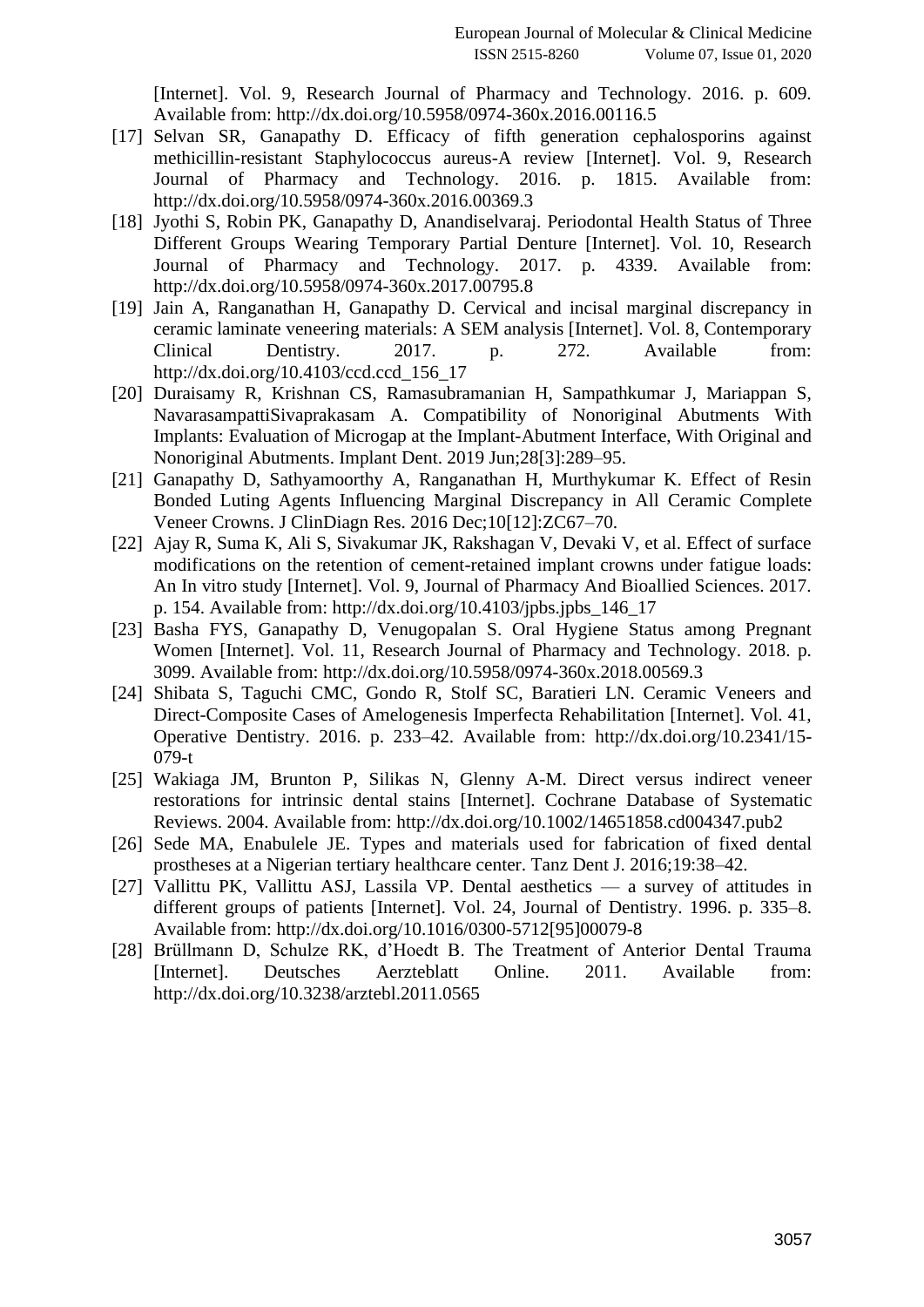[Internet]. Vol. 9, Research Journal of Pharmacy and Technology. 2016. p. 609. Available from: http://dx.doi.org/10.5958/0974-360x.2016.00116.5

[17] Selvan SR, Ganapathy D. Efficacy of fifth generation cephalosporins against methicillin-resistant Staphylococcus aureus-A review [Internet]. Vol. 9, Research Journal of Pharmacy and Technology. 2016. p. 1815. Available from: http://dx.doi.org/10.5958/0974-360x.2016.00369.3

[18] Jyothi S, Robin PK, Ganapathy D, Anandiselvaraj. Periodontal Health Status of Three Different Groups Wearing Temporary Partial Denture [Internet]. Vol. 10, Research Journal of Pharmacy and Technology. 2017. p. 4339. Available from: http://dx.doi.org/10.5958/0974-360x.2017.00795.8

[19] Jain A, Ranganathan H, Ganapathy D. Cervical and incisal marginal discrepancy in ceramic laminate veneering materials: A SEM analysis [Internet]. Vol. 8, Contemporary Clinical Dentistry. 2017. p. 272. Available from: http://dx.doi.org/10.4103/ccd.ccd_156_17

[20] Duraisamy R, Krishnan CS, Ramasubramanian H, Sampathkumar J, Mariappan S, NavarasampattiSivaprakasam A. Compatibility of Nonoriginal Abutments With Implants: Evaluation of Microgap at the Implant-Abutment Interface, With Original and Nonoriginal Abutments. Implant Dent. 2019 Jun;28[3]:289–95.

[21] Ganapathy D, Sathyamoorthy A, Ranganathan H, Murthykumar K. Effect of Resin Bonded Luting Agents Influencing Marginal Discrepancy in All Ceramic Complete Veneer Crowns. J ClinDiagn Res. 2016 Dec;10[12]:ZC67–70.

[22] Ajay R, Suma K, Ali S, Sivakumar JK, Rakshagan V, Devaki V, et al. Effect of surface modifications on the retention of cement-retained implant crowns under fatigue loads: An In vitro study [Internet]. Vol. 9, Journal of Pharmacy And Bioallied Sciences. 2017. p. 154. Available from: http://dx.doi.org/10.4103/jpbs.jpbs_146_17

[23] Basha FYS, Ganapathy D, Venugopalan S. Oral Hygiene Status among Pregnant Women [Internet]. Vol. 11, Research Journal of Pharmacy and Technology. 2018. p. 3099. Available from: http://dx.doi.org/10.5958/0974-360x.2018.00569.3

[24] Shibata S, Taguchi CMC, Gondo R, Stolf SC, Baratieri LN. Ceramic Veneers and Direct-Composite Cases of Amelogenesis Imperfecta Rehabilitation [Internet]. Vol. 41, Operative Dentistry. 2016. p. 233–42. Available from: http://dx.doi.org/10.2341/15-079-t

[25] Wakiaga JM, Brunton P, Silikas N, Glenny A-M. Direct versus indirect veneer restorations for intrinsic dental stains [Internet]. Cochrane Database of Systematic Reviews. 2004. Available from: http://dx.doi.org/10.1002/14651858.cd004347.pub2

[26] Sede MA, Enabulele JE. Types and materials used for fabrication of fixed dental prostheses at a Nigerian tertiary healthcare center. Tanz Dent J. 2016;19:38–42.

[27] Vallittu PK, Vallittu ASJ, Lassila VP. Dental aesthetics — a survey of attitudes in different groups of patients [Internet]. Vol. 24, Journal of Dentistry. 1996. p. 335–8. Available from: http://dx.doi.org/10.1016/0300-5712[95]00079-8

[28] Brüllmann D, Schulze RK, d'Hoedt B. The Treatment of Anterior Dental Trauma [Internet]. Deutsches Aerzteblatt Online. 2011. Available from: http://dx.doi.org/10.3238/arztebl.2011.0565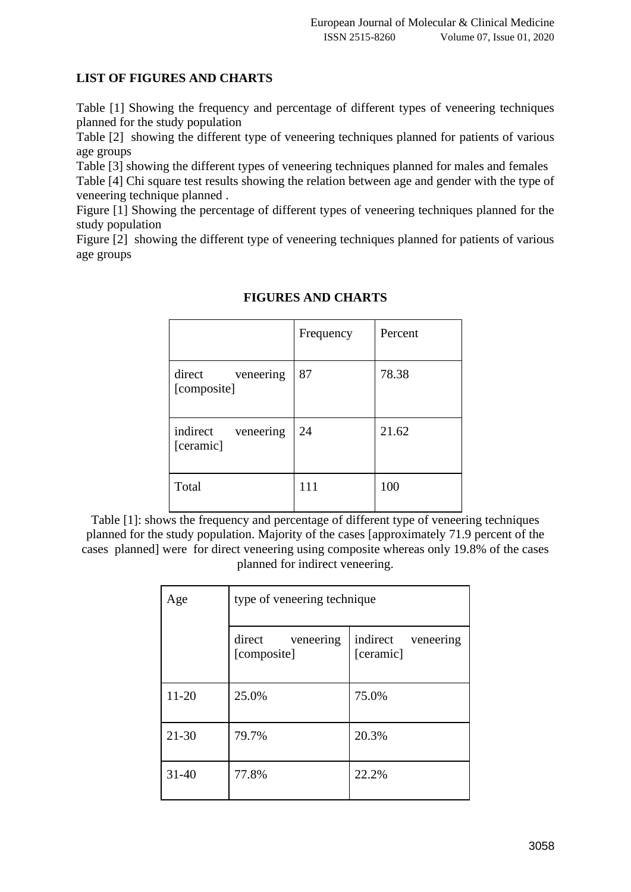## LIST OF FIGURES AND CHARTS

Table [1] Showing the frequency and percentage of different types of veneering techniques planned for the study population

Table [2] showing the different type of veneering techniques planned for patients of various age groups

Table [3] showing the different types of veneering techniques planned for males and females

Table [4] Chi square test results showing the relation between age and gender with the type of veneering technique planned .

Figure [1] Showing the percentage of different types of veneering techniques planned for the study population

Figure [2] showing the different type of veneering techniques planned for patients of various age groups

## FIGURES AND CHARTS

| | Frequency | Percent |
|---|---|---|
| direct veneering [composite] | 87 | 78.38 |
| indirect veneering [ceramic] | 24 | 21.62 |
| Total | 111 | 100 |

Table [1]: shows the frequency and percentage of different type of veneering techniques planned for the study population. Majority of the cases [approximately 71.9 percent of the cases planned] were for direct veneering using composite whereas only 19.8% of the cases planned for indirect veneering.

| Age | type of veneering technique | |
|---|---|---|
| | direct veneering [composite] | indirect veneering [ceramic] |
| 11-20 | 25.0% | 75.0% |
| 21-30 | 79.7% | 20.3% |
| 31-40 | 77.8% | 22.2% |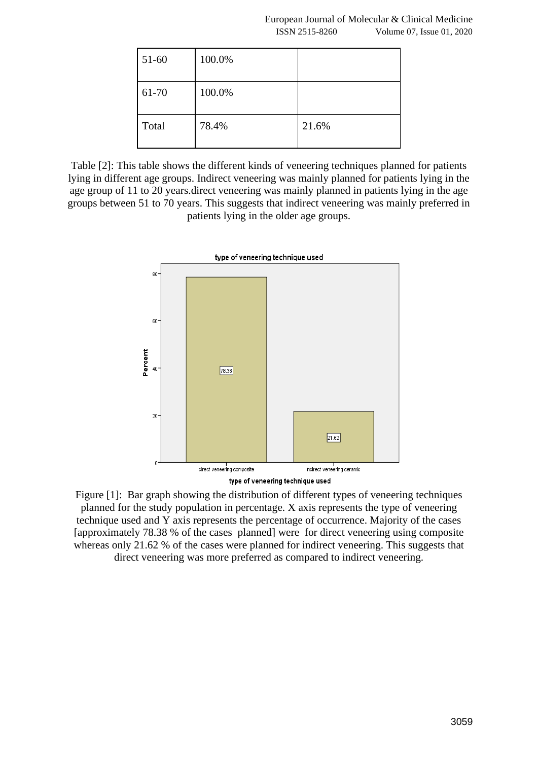| 51-60 | 100.0% | |
|---|---|---|
| 61-70 | 100.0% | |
| Total | 78.4% | 21.6% |

Table [2]: This table shows the different kinds of veneering techniques planned for patients lying in different age groups. Indirect veneering was mainly planned for patients lying in the age group of 11 to 20 years.direct veneering was mainly planned in patients lying in the age groups between 51 to 70 years. This suggests that indirect veneering was mainly preferred in patients lying in the older age groups.

Figure [1]: Bar graph showing the distribution of different types of veneering techniques planned for the study population in percentage. X axis represents the type of veneering technique used and Y axis represents the percentage of occurrence. Majority of the cases [approximately 78.38 % of the cases planned] were for direct veneering using composite whereas only 21.62 % of the cases were planned for indirect veneering. This suggests that direct veneering was more preferred as compared to indirect veneering.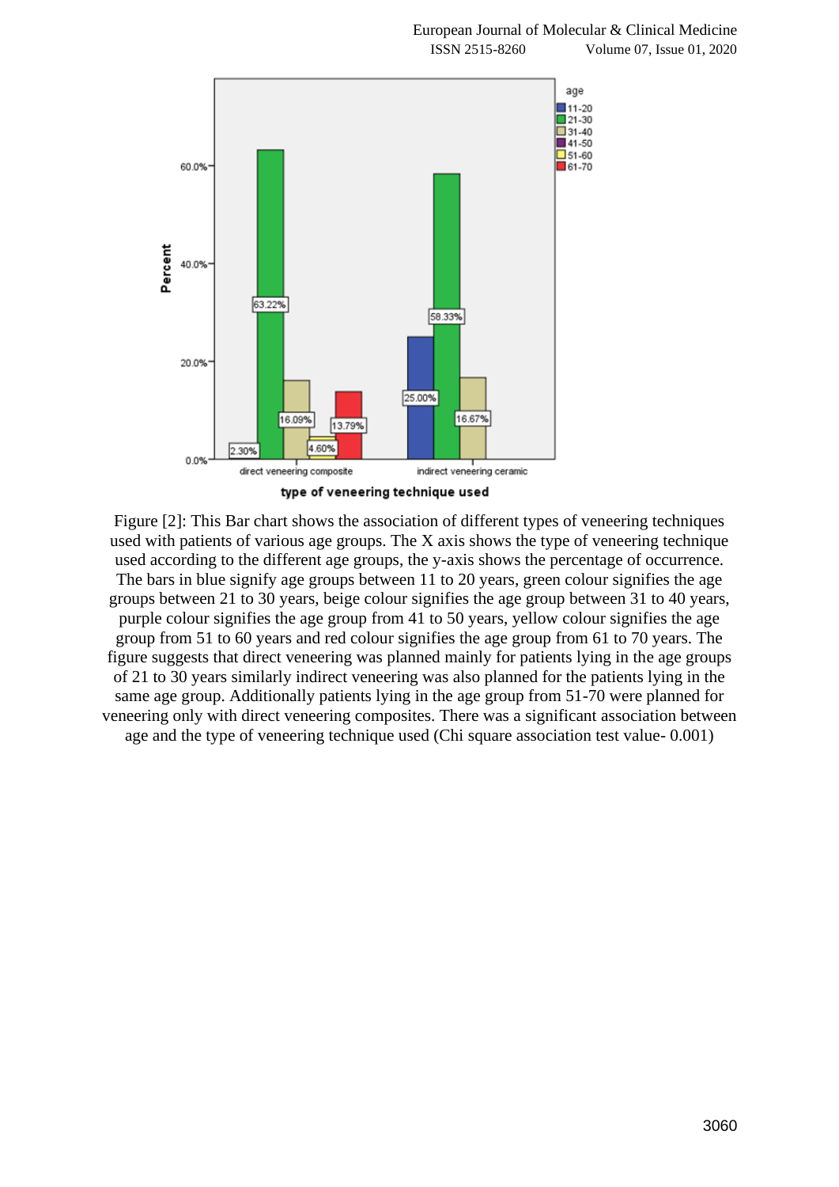Figure [2]: This Bar chart shows the association of different types of veneering techniques used with patients of various age groups. The X axis shows the type of veneering technique used according to the different age groups, the y-axis shows the percentage of occurrence. The bars in blue signify age groups between 11 to 20 years, green colour signifies the age groups between 21 to 30 years, beige colour signifies the age group between 31 to 40 years, purple colour signifies the age group from 41 to 50 years, yellow colour signifies the age group from 51 to 60 years and red colour signifies the age group from 61 to 70 years. The figure suggests that direct veneering was planned mainly for patients lying in the age groups of 21 to 30 years similarly indirect veneering was also planned for the patients lying in the same age group. Additionally patients lying in the age group from 51-70 were planned for veneering only with direct veneering composites. There was a significant association between age and the type of veneering technique used (Chi square association test value- 0.001)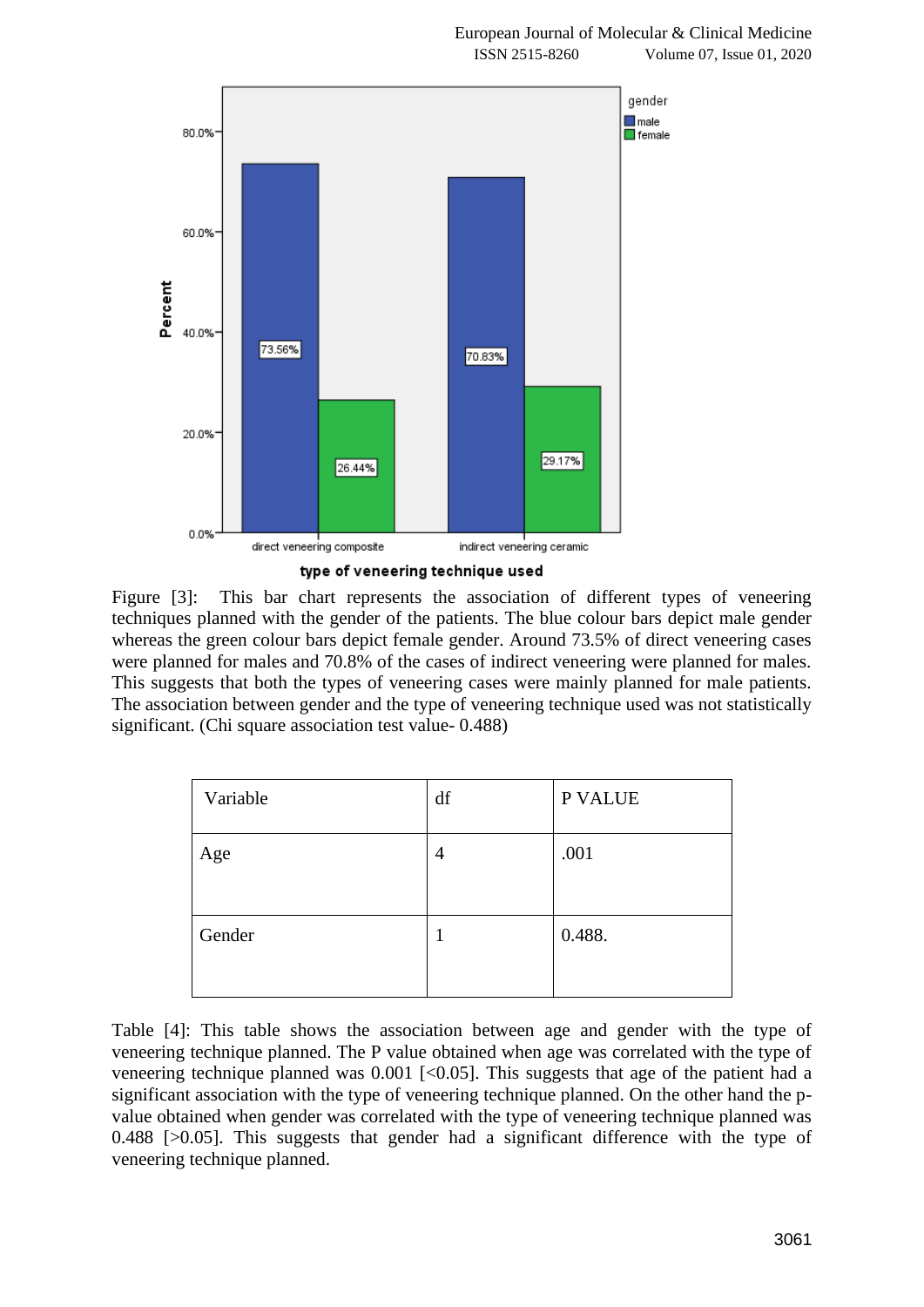gender
male
female

80.0%
60.0%
40.0%
20.0%
0.0%

Percent

73.56%
26.44%
70.83%
29.17%

direct veneering composite
indirect veneering ceramic

type of veneering technique used

Figure [3]: This bar chart represents the association of different types of veneering techniques planned with the gender of the patients. The blue colour bars depict male gender whereas the green colour bars depict female gender. Around 73.5% of direct veneering cases were planned for males and 70.8% of the cases of indirect veneering were planned for males. This suggests that both the types of veneering cases were mainly planned for male patients. The association between gender and the type of veneering technique used was not statistically significant. (Chi square association test value- 0.488)

| Variable | df | P VALUE |
|---|---|---|
| Age | 4 | .001 |
| Gender | 1 | 0.488. |

Table [4]: This table shows the association between age and gender with the type of veneering technique planned. The P value obtained when age was correlated with the type of veneering technique planned was 0.001 [<0.05]. This suggests that age of the patient had a significant association with the type of veneering technique planned. On the other hand the p-value obtained when gender was correlated with the type of veneering technique planned was 0.488 [>0.05]. This suggests that gender had a significant difference with the type of veneering technique planned.